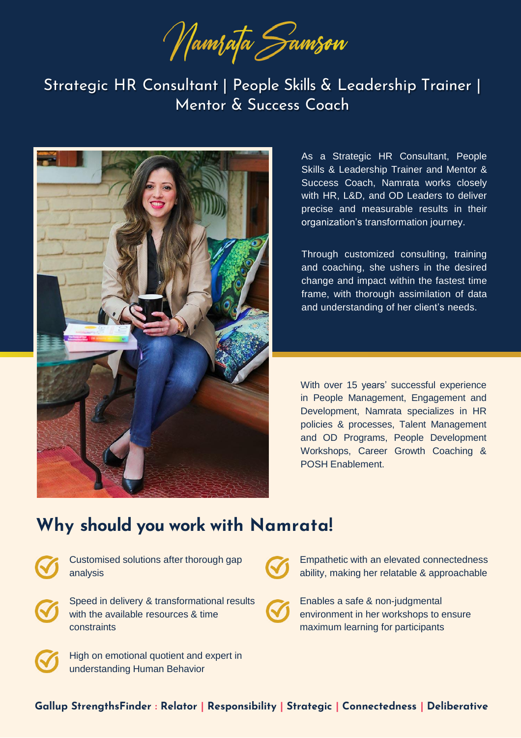# Namrata Samson

Strategic HR Consultant | People Skills & Leadership Trainer | Mentor & Success Coach

As a Strategic HR Consultant, People Skills & Leadership Trainer and Mentor & Success Coach, Namrata works closely with HR, L&D, and OD Leaders to deliver precise and measurable results in their organization's transformation journey.

Through customized consulting, training and coaching, she ushers in the desired change and impact within the fastest time frame, with thorough assimilation of data and understanding of her client's needs.

With over 15 years' successful experience in People Management, Engagement and Development, Namrata specializes in HR policies & processes, Talent Management and OD Programs, People Development Workshops, Career Growth Coaching & POSH Enablement.

## Why should you work with Namrata!

- Customised solutions after thorough gap analysis
- Speed in delivery & transformational results with the available resources & time constraints
- High on emotional quotient and expert in understanding Human Behavior
- Empathetic with an elevated connectedness ability, making her relatable & approachable
- Enables a safe & non-judgmental environment in her workshops to ensure maximum learning for participants

**Gallup StrengthsFinder : Relator | Responsibility | Strategic | Connectedness | Deliberative**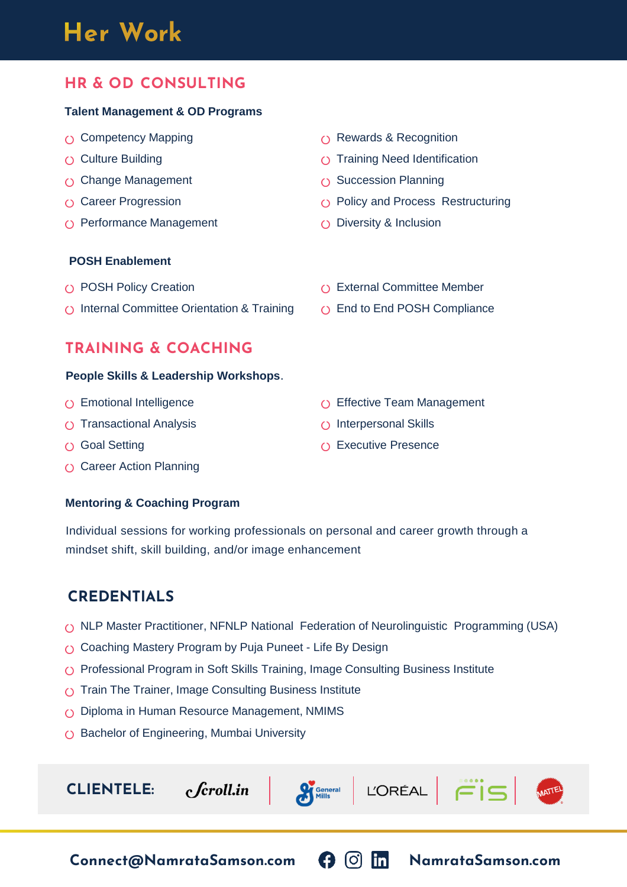# Her Work

## HR & OD CONSULTING

### Talent Management & OD Programs

- Competency Mapping
- Culture Building
- Change Management
- Career Progression
- Performance Management
- Rewards & Recognition
- Training Need Identification
- Succession Planning
- Policy and Process Restructuring
- Diversity & Inclusion

### POSH Enablement

- POSH Policy Creation
- Internal Committee Orientation & Training
- External Committee Member
- End to End POSH Compliance

## TRAINING & COACHING

### People Skills & Leadership Workshops.

- Emotional Intelligence
- Transactional Analysis
- Goal Setting
- Career Action Planning
- Effective Team Management
- Interpersonal Skills
- Executive Presence

### Mentoring & Coaching Program

Individual sessions for working professionals on personal and career growth through a mindset shift, skill building, and/or image enhancement

## CREDENTIALS

- NLP Master Practitioner, NFNLP National Federation of Neurolinguistic Programming (USA)
- Coaching Mastery Program by Puja Puneet - Life By Design
- Professional Program in Soft Skills Training, Image Consulting Business Institute
- Train The Trainer, Image Consulting Business Institute
- Diploma in Human Resource Management, NMIMS
- Bachelor of Engineering, Mumbai University

**CLIENTELE:** Scroll.in | General Mills | L'ORÉAL | FIS | MATTEL

Connect@NamrataSamson.com NamrataSamson.com